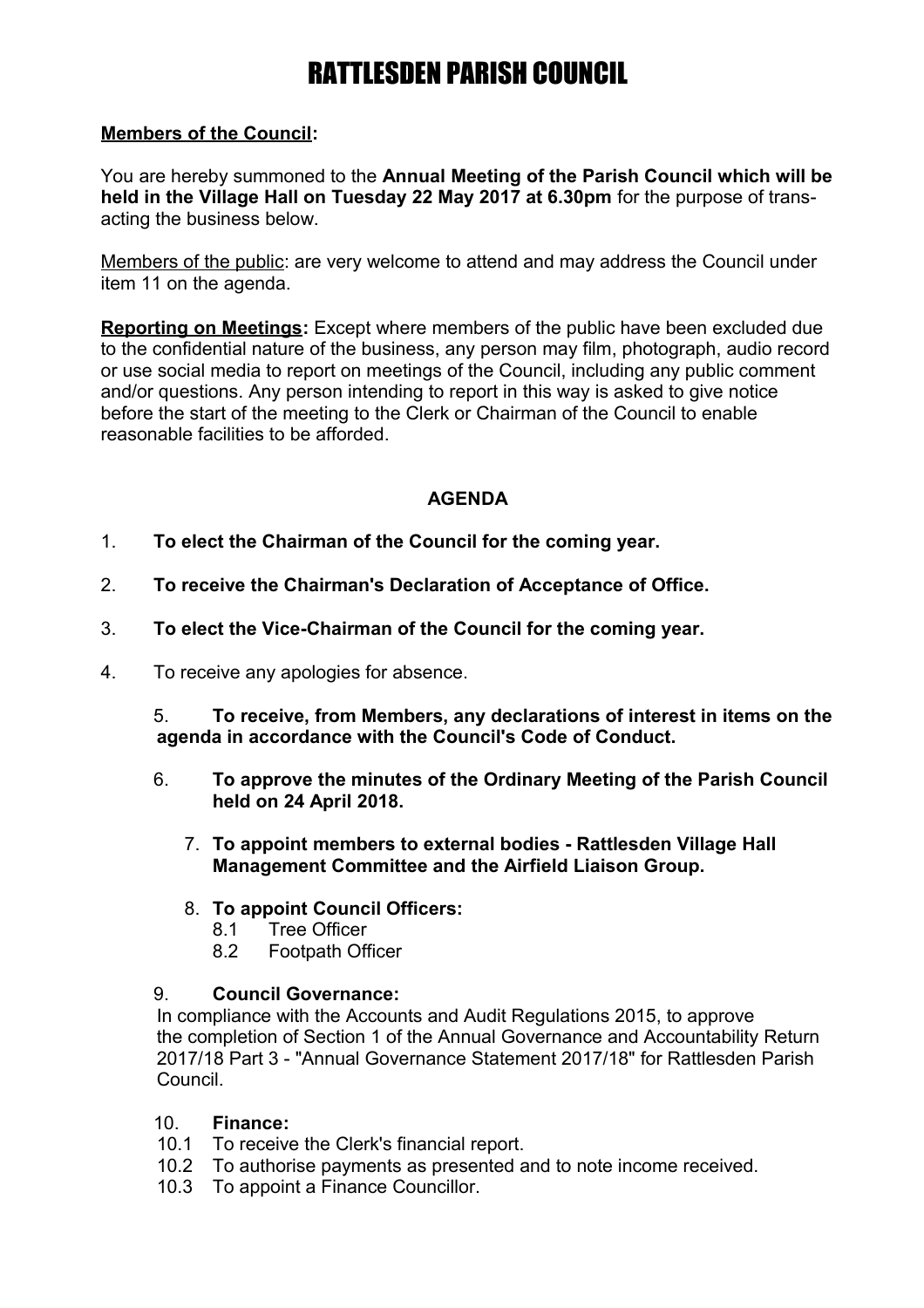# RATTLESDEN PARISH COUNCIL

**Members of the Council:**

You are hereby summoned to the **Annual Meeting of the Parish Council which will be held in the Village Hall on Tuesday 22 May 2017 at 6.30pm** for the purpose of transacting the business below.

Members of the public: are very welcome to attend and may address the Council under item 11 on the agenda.

**Reporting on Meetings:** Except where members of the public have been excluded due to the confidential nature of the business, any person may film, photograph, audio record or use social media to report on meetings of the Council, including any public comment and/or questions. Any person intending to report in this way is asked to give notice before the start of the meeting to the Clerk or Chairman of the Council to enable reasonable facilities to be afforded.

**AGENDA**

1. **To elect the Chairman of the Council for the coming year.**
2. **To receive the Chairman's Declaration of Acceptance of Office.**
3. **To elect the Vice-Chairman of the Council for the coming year.**
4. To receive any apologies for absence.
5. **To receive, from Members, any declarations of interest in items on the agenda in accordance with the Council's Code of Conduct.**
6. **To approve the minutes of the Ordinary Meeting of the Parish Council held on 24 April 2018.**
7. **To appoint members to external bodies - Rattlesden Village Hall Management Committee and the Airfield Liaison Group.**
8. **To appoint Council Officers:**
   - 8.1 Tree Officer
   - 8.2 Footpath Officer
9. **Council Governance:**
   In compliance with the Accounts and Audit Regulations 2015, to approve the completion of Section 1 of the Annual Governance and Accountability Return 2017/18 Part 3 - "Annual Governance Statement 2017/18" for Rattlesden Parish Council.
10. **Finance:**
    - 10.1 To receive the Clerk's financial report.
    - 10.2 To authorise payments as presented and to note income received.
    - 10.3 To appoint a Finance Councillor.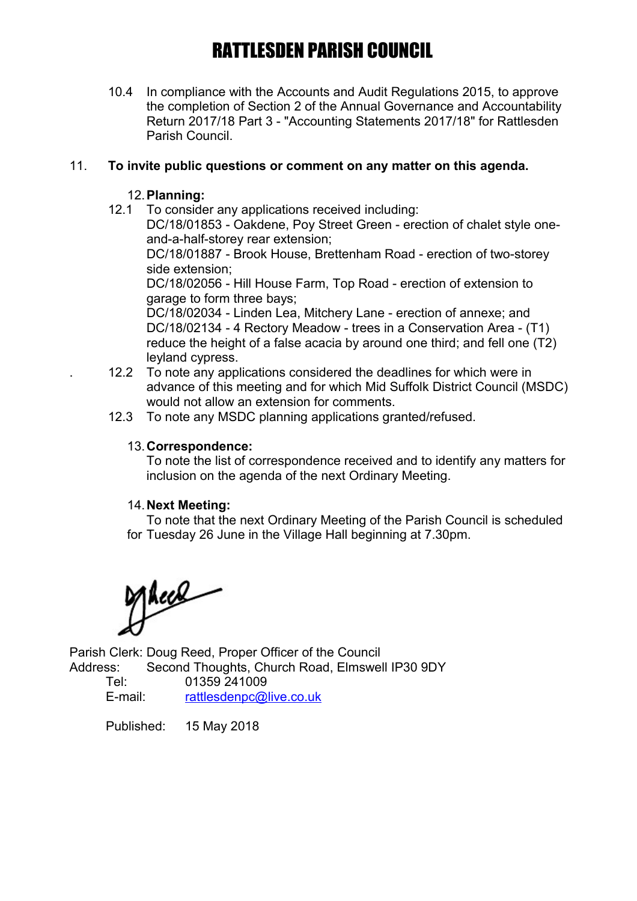# RATTLESDEN PARISH COUNCIL

10.4 In compliance with the Accounts and Audit Regulations 2015, to approve the completion of Section 2 of the Annual Governance and Accountability Return 2017/18 Part 3 - "Accounting Statements 2017/18" for Rattlesden Parish Council.

11. **To invite public questions or comment on any matter on this agenda.**

12. **Planning:**

12.1 To consider any applications received including:
DC/18/01853 - Oakdene, Poy Street Green - erection of chalet style one-and-a-half-storey rear extension;
DC/18/01887 - Brook House, Brettenham Road - erection of two-storey side extension;
DC/18/02056 - Hill House Farm, Top Road - erection of extension to garage to form three bays;
DC/18/02034 - Linden Lea, Mitchery Lane - erection of annexe; and
DC/18/02134 - 4 Rectory Meadow - trees in a Conservation Area - (T1) reduce the height of a false acacia by around one third; and fell one (T2) leyland cypress.

12.2 To note any applications considered the deadlines for which were in advance of this meeting and for which Mid Suffolk District Council (MSDC) would not allow an extension for comments.

12.3 To note any MSDC planning applications granted/refused.

13. **Correspondence:**
To note the list of correspondence received and to identify any matters for inclusion on the agenda of the next Ordinary Meeting.

14. **Next Meeting:**
To note that the next Ordinary Meeting of the Parish Council is scheduled for Tuesday 26 June in the Village Hall beginning at 7.30pm.

Parish Clerk: Doug Reed, Proper Officer of the Council
Address: Second Thoughts, Church Road, Elmswell IP30 9DY
Tel: 01359 241009
E-mail: rattlesdenpc@live.co.uk

Published: 15 May 2018